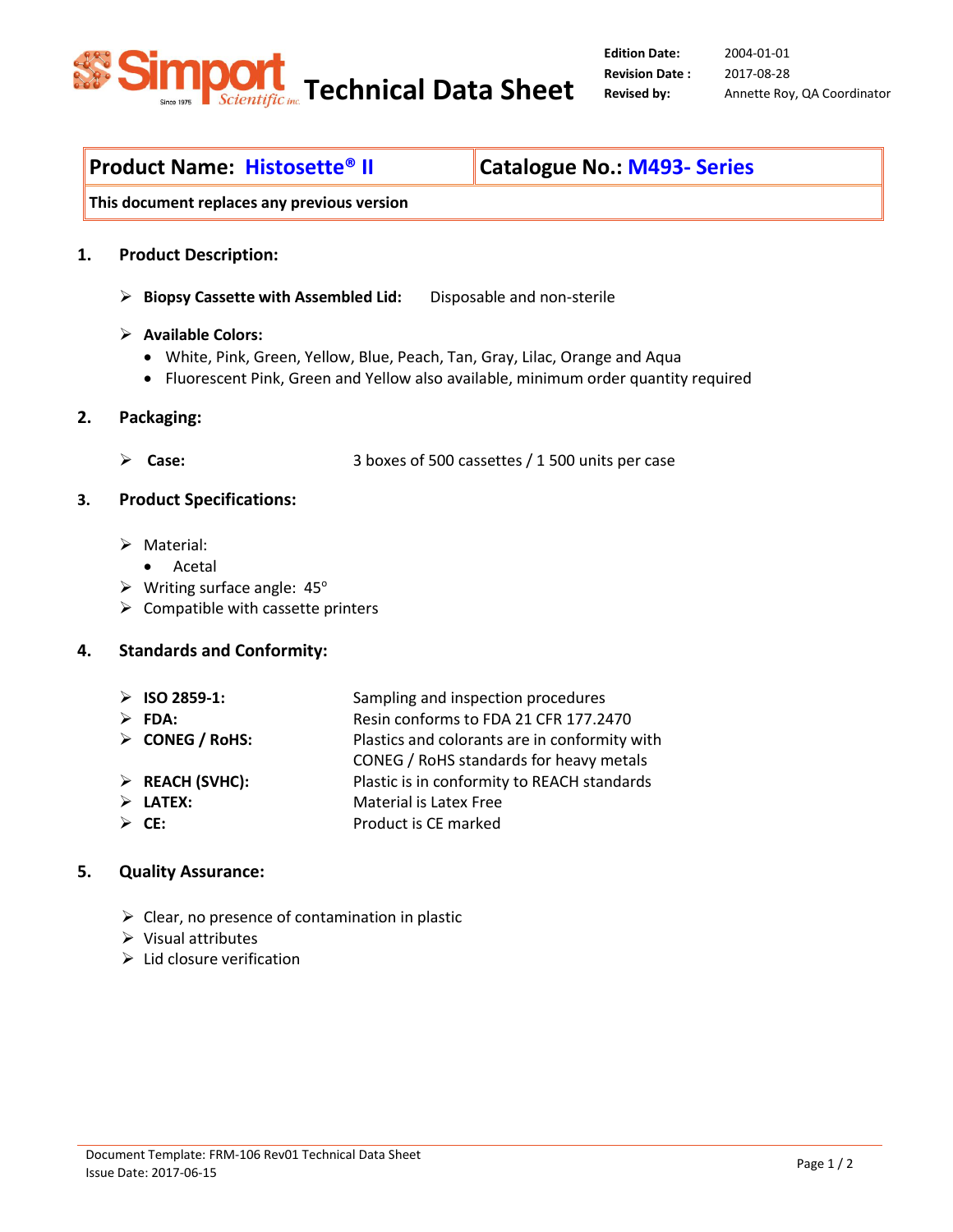Simport Scientific inc. Since 1975 **Technical Data Sheet**

| | |
|---|---|
| **Edition Date:** | 2004-01-01 |
| **Revision Date :** | 2017-08-28 |
| **Revised by:** | Annette Roy, QA Coordinator |

| **Product Name: Histosette® II** | **Catalogue No.: M493- Series** |
|---|---|
| **This document replaces any previous version** | |

## 1. Product Description:

- **Biopsy Cassette with Assembled Lid:** Disposable and non-sterile
- **Available Colors:**
  - White, Pink, Green, Yellow, Blue, Peach, Tan, Gray, Lilac, Orange and Aqua
  - Fluorescent Pink, Green and Yellow also available, minimum order quantity required

## 2. Packaging:

- **Case:** 3 boxes of 500 cassettes / 1 500 units per case

## 3. Product Specifications:

- Material:
  - Acetal
- Writing surface angle: 45°
- Compatible with cassette printers

## 4. Standards and Conformity:

- **ISO 2859-1:** Sampling and inspection procedures
- **FDA:** Resin conforms to FDA 21 CFR 177.2470
- **CONEG / RoHS:** Plastics and colorants are in conformity with CONEG / RoHS standards for heavy metals
- **REACH (SVHC):** Plastic is in conformity to REACH standards
- **LATEX:** Material is Latex Free
- **CE:** Product is CE marked

## 5. Quality Assurance:

- Clear, no presence of contamination in plastic
- Visual attributes
- Lid closure verification

Document Template: FRM-106 Rev01 Technical Data Sheet
Issue Date: 2017-06-15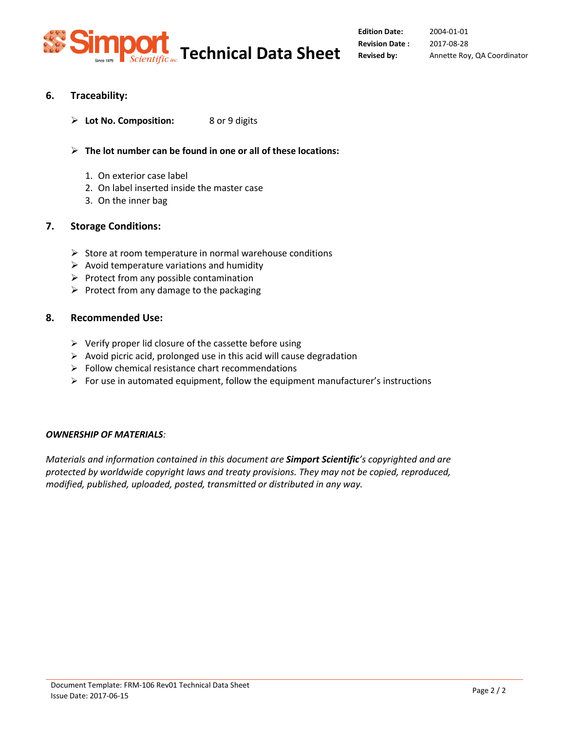## 6. Traceability:

- **Lot No. Composition:** 8 or 9 digits

- **The lot number can be found in one or all of these locations:**

  1. On exterior case label
  2. On label inserted inside the master case
  3. On the inner bag

## 7. Storage Conditions:

- Store at room temperature in normal warehouse conditions
- Avoid temperature variations and humidity
- Protect from any possible contamination
- Protect from any damage to the packaging

## 8. Recommended Use:

- Verify proper lid closure of the cassette before using
- Avoid picric acid, prolonged use in this acid will cause degradation
- Follow chemical resistance chart recommendations
- For use in automated equipment, follow the equipment manufacturer's instructions

***OWNERSHIP OF MATERIALS**:*

*Materials and information contained in this document are **Simport Scientific**'s copyrighted and are protected by worldwide copyright laws and treaty provisions. They may not be copied, reproduced, modified, published, uploaded, posted, transmitted or distributed in any way.*